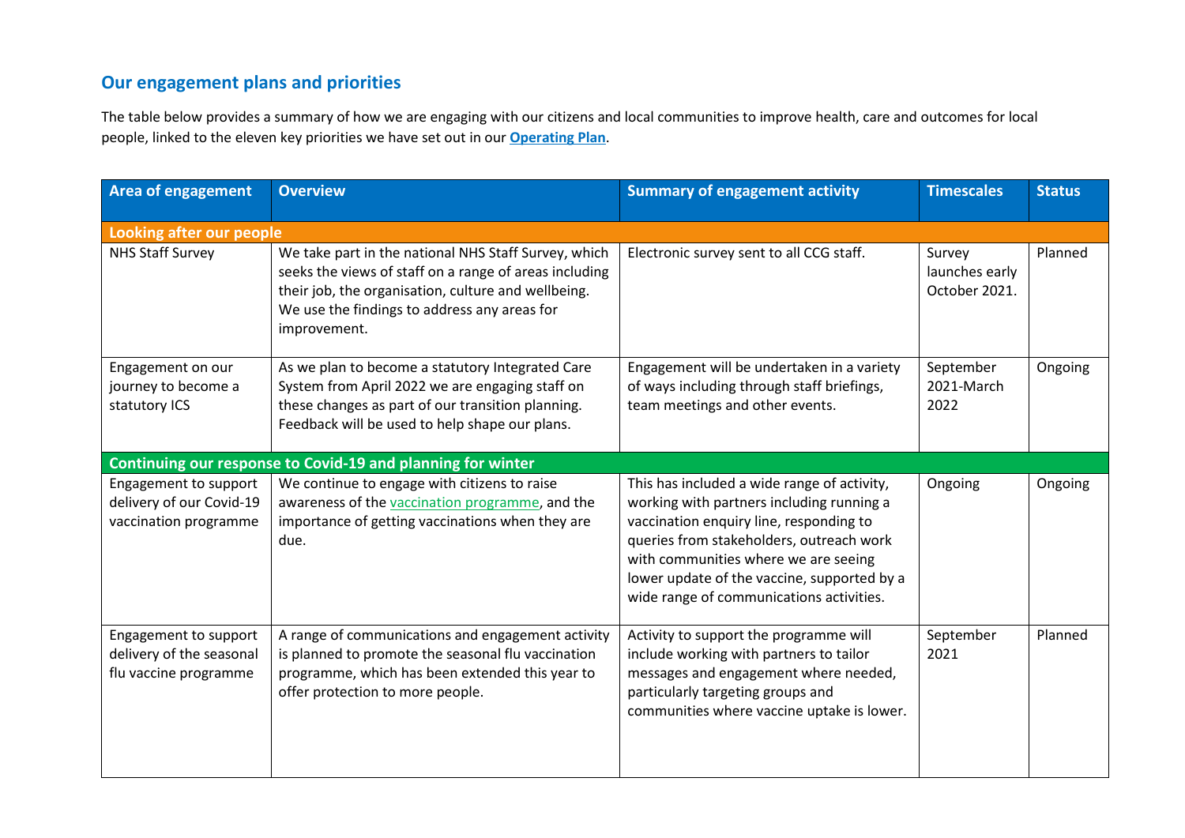## Our engagement plans and priorities

The table below provides a summary of how we are engaging with our citizens and local communities to improve health, care and outcomes for local people, linked to the eleven key priorities we have set out in our **Operating Plan**.

| Area of engagement | Overview | Summary of engagement activity | Timescales | Status |
|---|---|---|---|---|
| **Looking after our people** | | | | |
| NHS Staff Survey | We take part in the national NHS Staff Survey, which seeks the views of staff on a range of areas including their job, the organisation, culture and wellbeing. We use the findings to address any areas for improvement. | Electronic survey sent to all CCG staff. | Survey launches early October 2021. | Planned |
| Engagement on our journey to become a statutory ICS | As we plan to become a statutory Integrated Care System from April 2022 we are engaging staff on these changes as part of our transition planning. Feedback will be used to help shape our plans. | Engagement will be undertaken in a variety of ways including through staff briefings, team meetings and other events. | September 2021-March 2022 | Ongoing |
| **Continuing our response to Covid-19 and planning for winter** | | | | |
| Engagement to support delivery of our Covid-19 vaccination programme | We continue to engage with citizens to raise awareness of the vaccination programme, and the importance of getting vaccinations when they are due. | This has included a wide range of activity, working with partners including running a vaccination enquiry line, responding to queries from stakeholders, outreach work with communities where we are seeing lower update of the vaccine, supported by a wide range of communications activities. | Ongoing | Ongoing |
| Engagement to support delivery of the seasonal flu vaccine programme | A range of communications and engagement activity is planned to promote the seasonal flu vaccination programme, which has been extended this year to offer protection to more people. | Activity to support the programme will include working with partners to tailor messages and engagement where needed, particularly targeting groups and communities where vaccine uptake is lower. | September 2021 | Planned |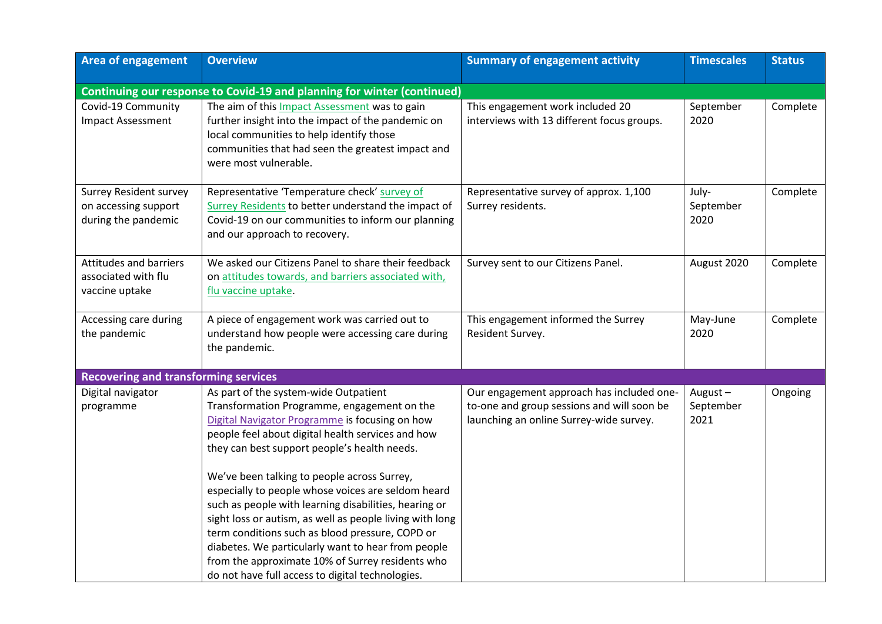| Area of engagement | Overview | Summary of engagement activity | Timescales | Status |
|---|---|---|---|---|
| **Continuing our response to Covid-19 and planning for winter (continued)** | | | | |
| Covid-19 Community Impact Assessment | The aim of this Impact Assessment was to gain further insight into the impact of the pandemic on local communities to help identify those communities that had seen the greatest impact and were most vulnerable. | This engagement work included 20 interviews with 13 different focus groups. | September 2020 | Complete |
| Surrey Resident survey on accessing support during the pandemic | Representative 'Temperature check' survey of Surrey Residents to better understand the impact of Covid-19 on our communities to inform our planning and our approach to recovery. | Representative survey of approx. 1,100 Surrey residents. | July-September 2020 | Complete |
| Attitudes and barriers associated with flu vaccine uptake | We asked our Citizens Panel to share their feedback on attitudes towards, and barriers associated with, flu vaccine uptake. | Survey sent to our Citizens Panel. | August 2020 | Complete |
| Accessing care during the pandemic | A piece of engagement work was carried out to understand how people were accessing care during the pandemic. | This engagement informed the Surrey Resident Survey. | May-June 2020 | Complete |
| **Recovering and transforming services** | | | | |
| Digital navigator programme | As part of the system-wide Outpatient Transformation Programme, engagement on the Digital Navigator Programme is focusing on how people feel about digital health services and how they can best support people's health needs.<br><br>We've been talking to people across Surrey, especially to people whose voices are seldom heard such as people with learning disabilities, hearing or sight loss or autism, as well as people living with long term conditions such as blood pressure, COPD or diabetes. We particularly want to hear from people from the approximate 10% of Surrey residents who do not have full access to digital technologies. | Our engagement approach has included one-to-one and group sessions and will soon be launching an online Surrey-wide survey. | August – September 2021 | Ongoing |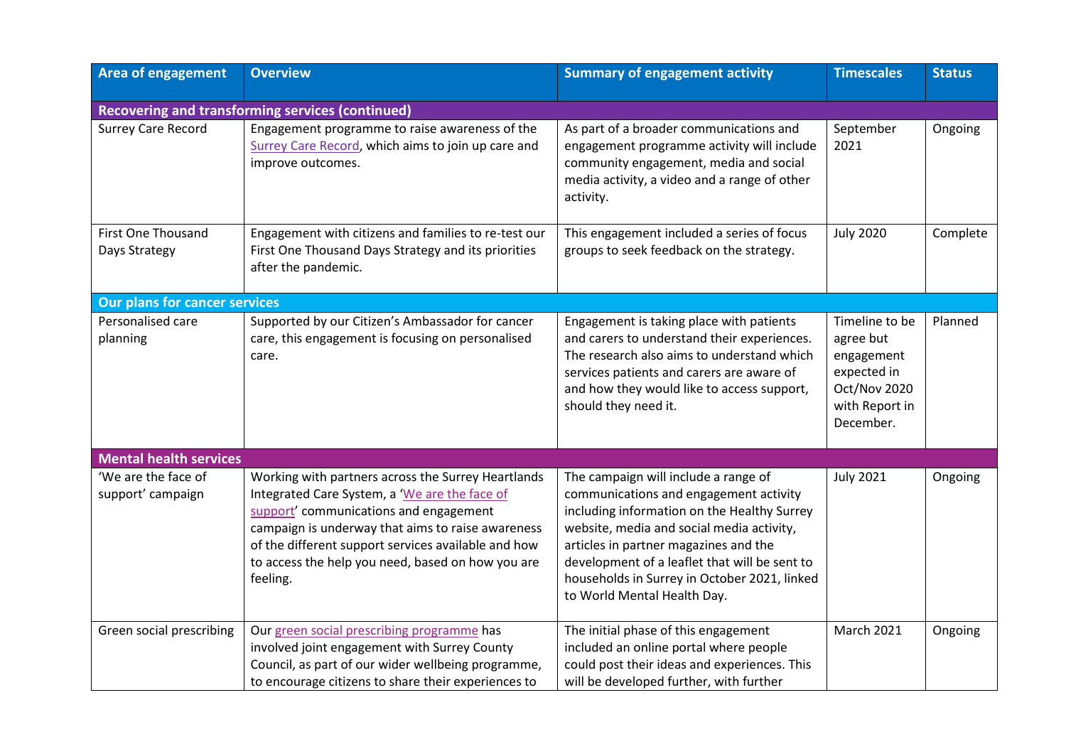| Area of engagement | Overview | Summary of engagement activity | Timescales | Status |
|---|---|---|---|---|
| **Recovering and transforming services (continued)** | | | | |
| Surrey Care Record | Engagement programme to raise awareness of the Surrey Care Record, which aims to join up care and improve outcomes. | As part of a broader communications and engagement programme activity will include community engagement, media and social media activity, a video and a range of other activity. | September 2021 | Ongoing |
| First One Thousand Days Strategy | Engagement with citizens and families to re-test our First One Thousand Days Strategy and its priorities after the pandemic. | This engagement included a series of focus groups to seek feedback on the strategy. | July 2020 | Complete |
| **Our plans for cancer services** | | | | |
| Personalised care planning | Supported by our Citizen's Ambassador for cancer care, this engagement is focusing on personalised care. | Engagement is taking place with patients and carers to understand their experiences. The research also aims to understand which services patients and carers are aware of and how they would like to access support, should they need it. | Timeline to be agree but engagement expected in Oct/Nov 2020 with Report in December. | Planned |
| **Mental health services** | | | | |
| 'We are the face of support' campaign | Working with partners across the Surrey Heartlands Integrated Care System, a 'We are the face of support' communications and engagement campaign is underway that aims to raise awareness of the different support services available and how to access the help you need, based on how you are feeling. | The campaign will include a range of communications and engagement activity including information on the Healthy Surrey website, media and social media activity, articles in partner magazines and the development of a leaflet that will be sent to households in Surrey in October 2021, linked to World Mental Health Day. | July 2021 | Ongoing |
| Green social prescribing | Our green social prescribing programme has involved joint engagement with Surrey County Council, as part of our wider wellbeing programme, to encourage citizens to share their experiences to | The initial phase of this engagement included an online portal where people could post their ideas and experiences. This will be developed further, with further | March 2021 | Ongoing |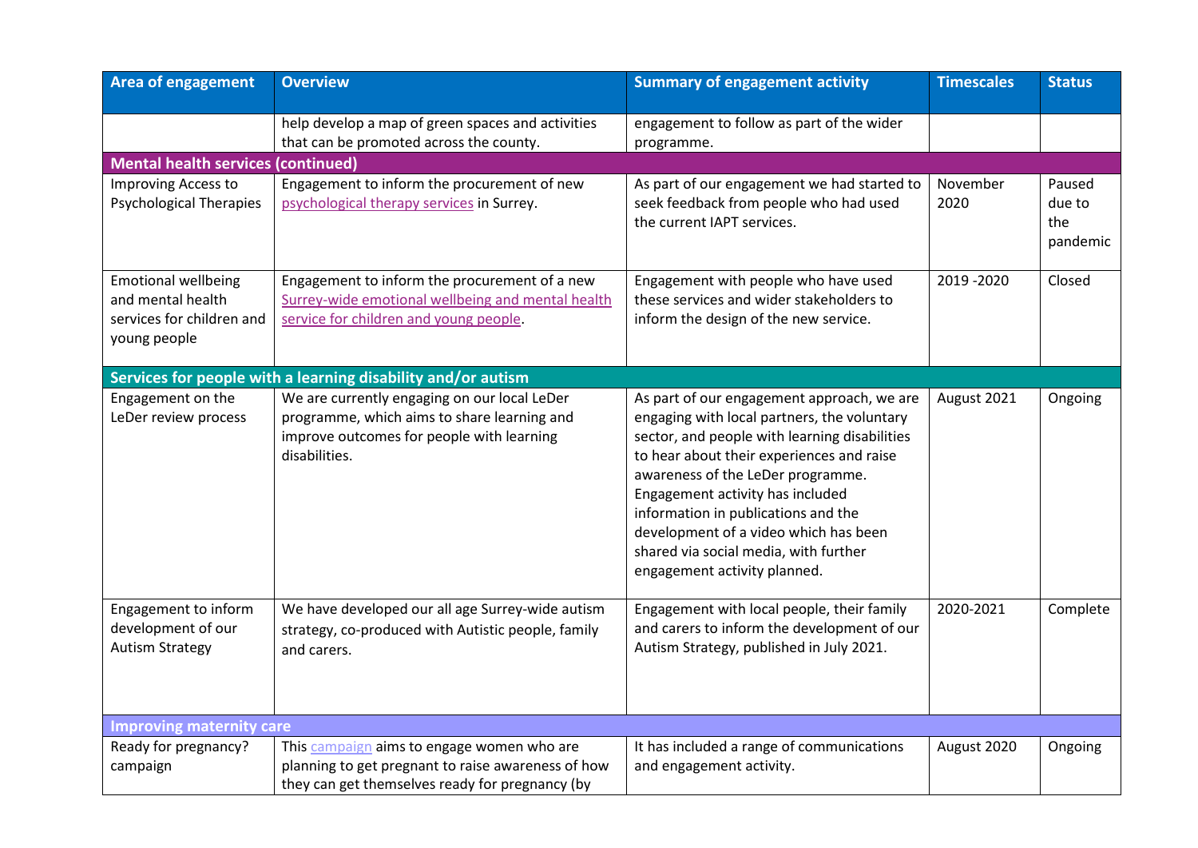| Area of engagement | Overview | Summary of engagement activity | Timescales | Status |
|---|---|---|---|---|
| | help develop a map of green spaces and activities that can be promoted across the county. | engagement to follow as part of the wider programme. | | |
| **Mental health services (continued)** | | | | |
| Improving Access to Psychological Therapies | Engagement to inform the procurement of new psychological therapy services in Surrey. | As part of our engagement we had started to seek feedback from people who had used the current IAPT services. | November 2020 | Paused due to the pandemic |
| Emotional wellbeing and mental health services for children and young people | Engagement to inform the procurement of a new Surrey-wide emotional wellbeing and mental health service for children and young people. | Engagement with people who have used these services and wider stakeholders to inform the design of the new service. | 2019 -2020 | Closed |
| **Services for people with a learning disability and/or autism** | | | | |
| Engagement on the LeDer review process | We are currently engaging on our local LeDer programme, which aims to share learning and improve outcomes for people with learning disabilities. | As part of our engagement approach, we are engaging with local partners, the voluntary sector, and people with learning disabilities to hear about their experiences and raise awareness of the LeDer programme. Engagement activity has included information in publications and the development of a video which has been shared via social media, with further engagement activity planned. | August 2021 | Ongoing |
| Engagement to inform development of our Autism Strategy | We have developed our all age Surrey-wide autism strategy, co-produced with Autistic people, family and carers. | Engagement with local people, their family and carers to inform the development of our Autism Strategy, published in July 2021. | 2020-2021 | Complete |
| **Improving maternity care** | | | | |
| Ready for pregnancy? campaign | This campaign aims to engage women who are planning to get pregnant to raise awareness of how they can get themselves ready for pregnancy (by | It has included a range of communications and engagement activity. | August 2020 | Ongoing |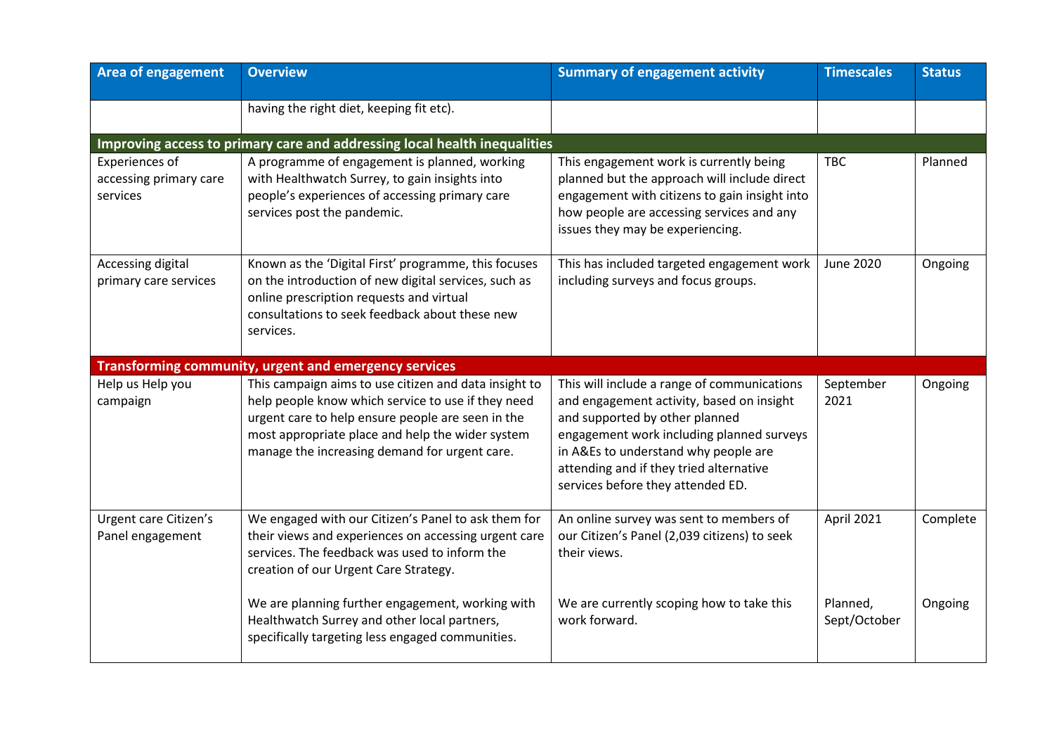| Area of engagement | Overview | Summary of engagement activity | Timescales | Status |
|---|---|---|---|---|
| | having the right diet, keeping fit etc). | | | |
| **Improving access to primary care and addressing local health inequalities** | | | | |
| Experiences of accessing primary care services | A programme of engagement is planned, working with Healthwatch Surrey, to gain insights into people's experiences of accessing primary care services post the pandemic. | This engagement work is currently being planned but the approach will include direct engagement with citizens to gain insight into how people are accessing services and any issues they may be experiencing. | TBC | Planned |
| Accessing digital primary care services | Known as the 'Digital First' programme, this focuses on the introduction of new digital services, such as online prescription requests and virtual consultations to seek feedback about these new services. | This has included targeted engagement work including surveys and focus groups. | June 2020 | Ongoing |
| **Transforming community, urgent and emergency services** | | | | |
| Help us Help you campaign | This campaign aims to use citizen and data insight to help people know which service to use if they need urgent care to help ensure people are seen in the most appropriate place and help the wider system manage the increasing demand for urgent care. | This will include a range of communications and engagement activity, based on insight and supported by other planned engagement work including planned surveys in A&Es to understand why people are attending and if they tried alternative services before they attended ED. | September 2021 | Ongoing |
| Urgent care Citizen's Panel engagement | We engaged with our Citizen's Panel to ask them for their views and experiences on accessing urgent care services. The feedback was used to inform the creation of our Urgent Care Strategy. | An online survey was sent to members of our Citizen's Panel (2,039 citizens) to seek their views. | April 2021 | Complete |
| | We are planning further engagement, working with Healthwatch Surrey and other local partners, specifically targeting less engaged communities. | We are currently scoping how to take this work forward. | Planned, Sept/October | Ongoing |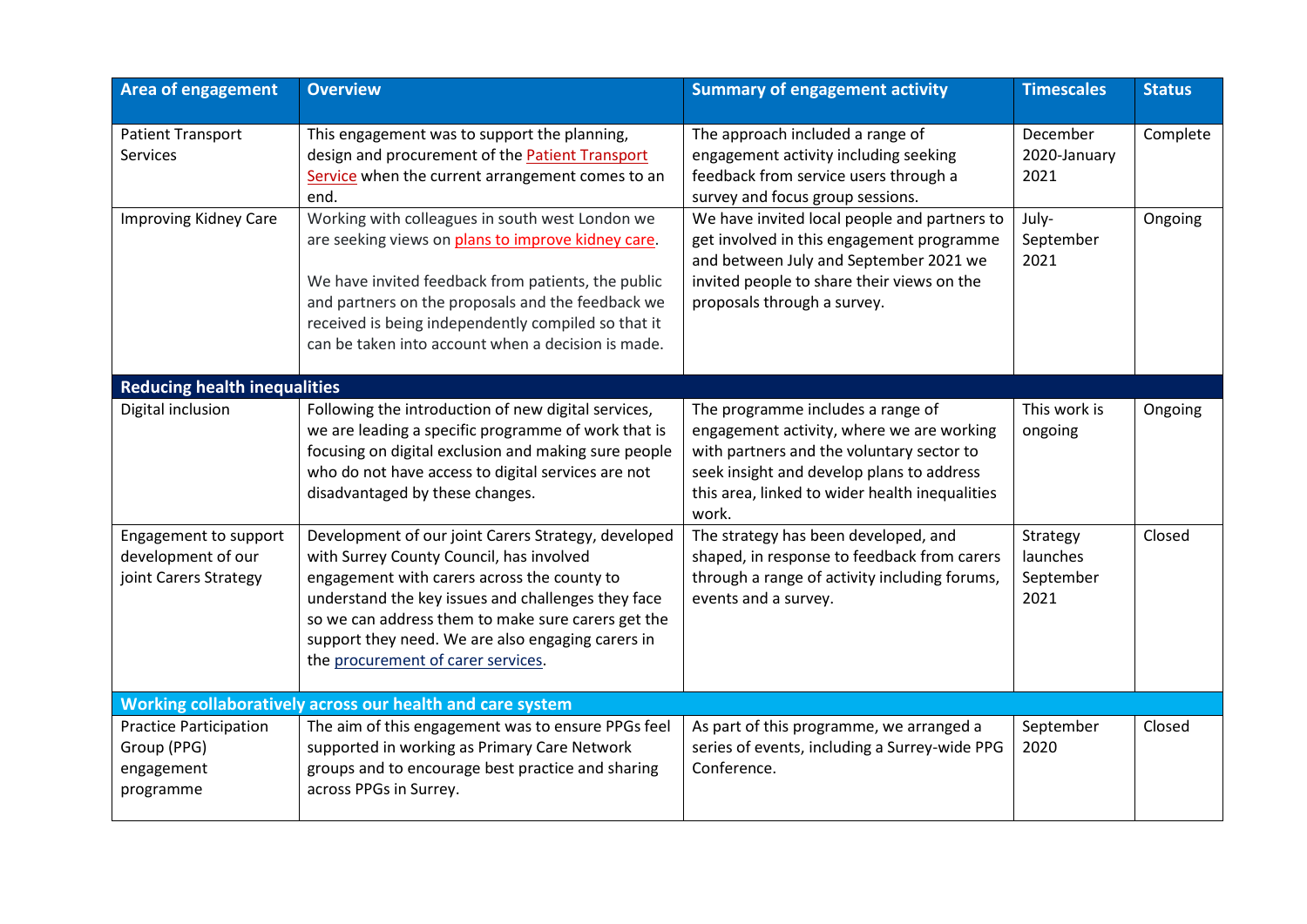| Area of engagement | Overview | Summary of engagement activity | Timescales | Status |
|---|---|---|---|---|
| Patient Transport Services | This engagement was to support the planning, design and procurement of the Patient Transport Service when the current arrangement comes to an end. | The approach included a range of engagement activity including seeking feedback from service users through a survey and focus group sessions. | December 2020-January 2021 | Complete |
| Improving Kidney Care | Working with colleagues in south west London we are seeking views on plans to improve kidney care.<br><br>We have invited feedback from patients, the public and partners on the proposals and the feedback we received is being independently compiled so that it can be taken into account when a decision is made. | We have invited local people and partners to get involved in this engagement programme and between July and September 2021 we invited people to share their views on the proposals through a survey. | July-September 2021 | Ongoing |
| **Reducing health inequalities** | | | | |
| Digital inclusion | Following the introduction of new digital services, we are leading a specific programme of work that is focusing on digital exclusion and making sure people who do not have access to digital services are not disadvantaged by these changes. | The programme includes a range of engagement activity, where we are working with partners and the voluntary sector to seek insight and develop plans to address this area, linked to wider health inequalities work. | This work is ongoing | Ongoing |
| Engagement to support development of our joint Carers Strategy | Development of our joint Carers Strategy, developed with Surrey County Council, has involved engagement with carers across the county to understand the key issues and challenges they face so we can address them to make sure carers get the support they need. We are also engaging carers in the procurement of carer services. | The strategy has been developed, and shaped, in response to feedback from carers through a range of activity including forums, events and a survey. | Strategy launches September 2021 | Closed |
| **Working collaboratively across our health and care system** | | | | |
| Practice Participation Group (PPG) engagement programme | The aim of this engagement was to ensure PPGs feel supported in working as Primary Care Network groups and to encourage best practice and sharing across PPGs in Surrey. | As part of this programme, we arranged a series of events, including a Surrey-wide PPG Conference. | September 2020 | Closed |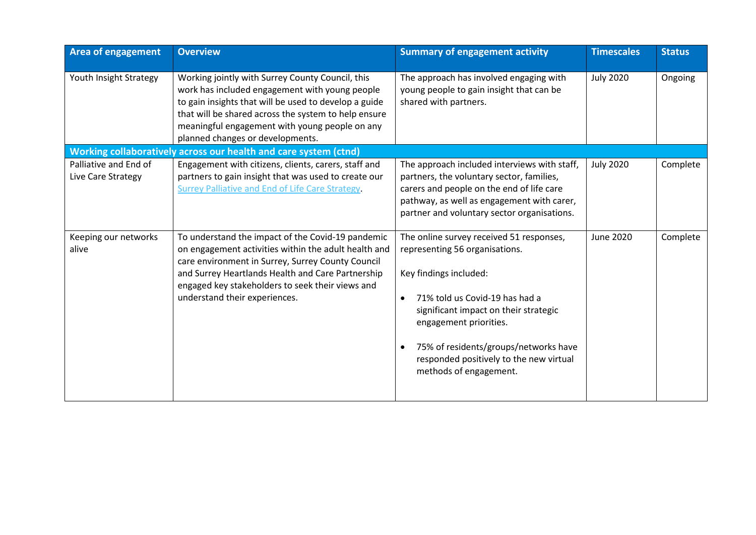| Area of engagement | Overview | Summary of engagement activity | Timescales | Status |
|---|---|---|---|---|
| Youth Insight Strategy | Working jointly with Surrey County Council, this work has included engagement with young people to gain insights that will be used to develop a guide that will be shared across the system to help ensure meaningful engagement with young people on any planned changes or developments. | The approach has involved engaging with young people to gain insight that can be shared with partners. | July 2020 | Ongoing |
| **Working collaboratively across our health and care system (ctnd)** | | | | |
| Palliative and End of Live Care Strategy | Engagement with citizens, clients, carers, staff and partners to gain insight that was used to create our [Surrey Palliative and End of Life Care Strategy](). | The approach included interviews with staff, partners, the voluntary sector, families, carers and people on the end of life care pathway, as well as engagement with carer, partner and voluntary sector organisations. | July 2020 | Complete |
| Keeping our networks alive | To understand the impact of the Covid-19 pandemic on engagement activities within the adult health and care environment in Surrey, Surrey County Council and Surrey Heartlands Health and Care Partnership engaged key stakeholders to seek their views and understand their experiences. | The online survey received 51 responses, representing 56 organisations.<br><br>Key findings included:<br><br>• 71% told us Covid-19 has had a significant impact on their strategic engagement priorities.<br><br>• 75% of residents/groups/networks have responded positively to the new virtual methods of engagement. | June 2020 | Complete |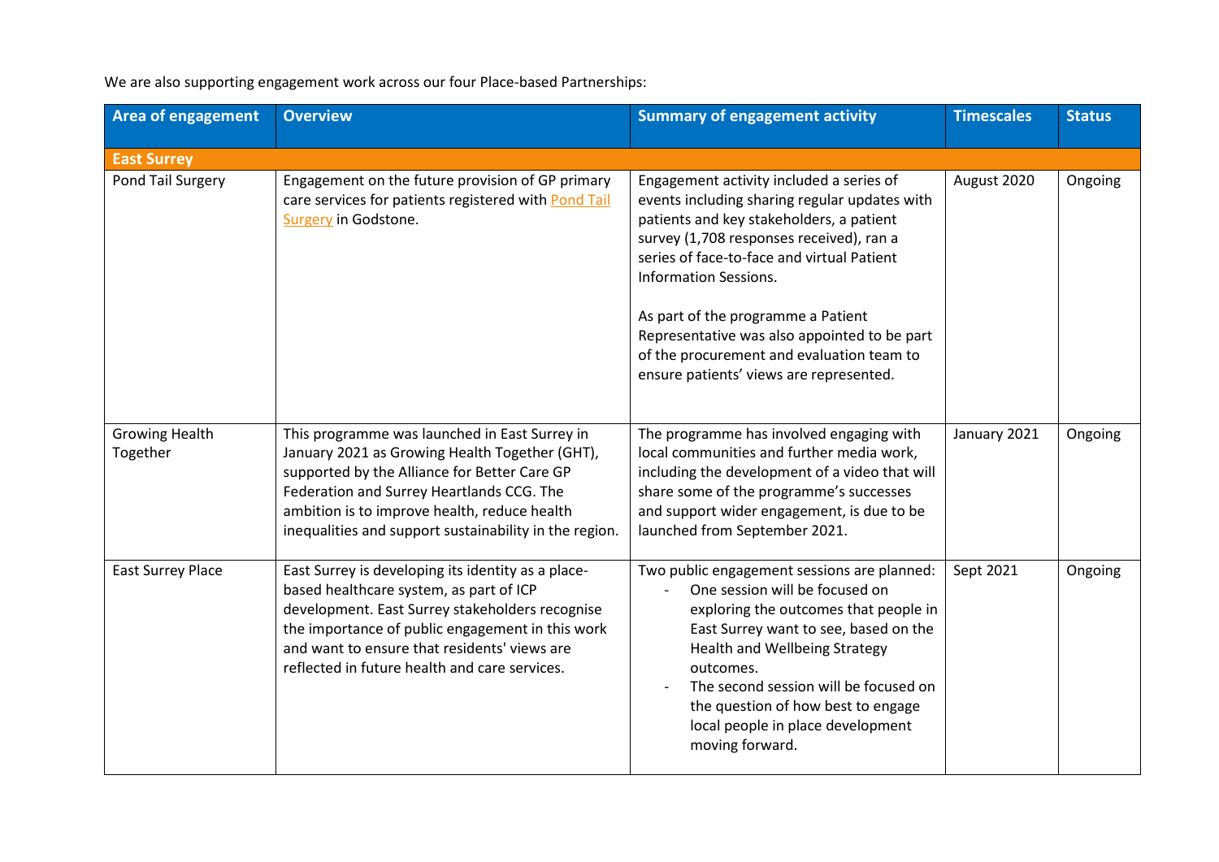We are also supporting engagement work across our four Place-based Partnerships:

| Area of engagement | Overview | Summary of engagement activity | Timescales | Status |
|---|---|---|---|---|
| **East Surrey** | | | | |
| Pond Tail Surgery | Engagement on the future provision of GP primary care services for patients registered with Pond Tail Surgery in Godstone. | Engagement activity included a series of events including sharing regular updates with patients and key stakeholders, a patient survey (1,708 responses received), ran a series of face-to-face and virtual Patient Information Sessions.<br><br>As part of the programme a Patient Representative was also appointed to be part of the procurement and evaluation team to ensure patients' views are represented. | August 2020 | Ongoing |
| Growing Health Together | This programme was launched in East Surrey in January 2021 as Growing Health Together (GHT), supported by the Alliance for Better Care GP Federation and Surrey Heartlands CCG. The ambition is to improve health, reduce health inequalities and support sustainability in the region. | The programme has involved engaging with local communities and further media work, including the development of a video that will share some of the programme's successes and support wider engagement, is due to be launched from September 2021. | January 2021 | Ongoing |
| East Surrey Place | East Surrey is developing its identity as a place-based healthcare system, as part of ICP development. East Surrey stakeholders recognise the importance of public engagement in this work and want to ensure that residents' views are reflected in future health and care services. | Two public engagement sessions are planned:<br>- One session will be focused on exploring the outcomes that people in East Surrey want to see, based on the Health and Wellbeing Strategy outcomes.<br>- The second session will be focused on the question of how best to engage local people in place development moving forward. | Sept 2021 | Ongoing |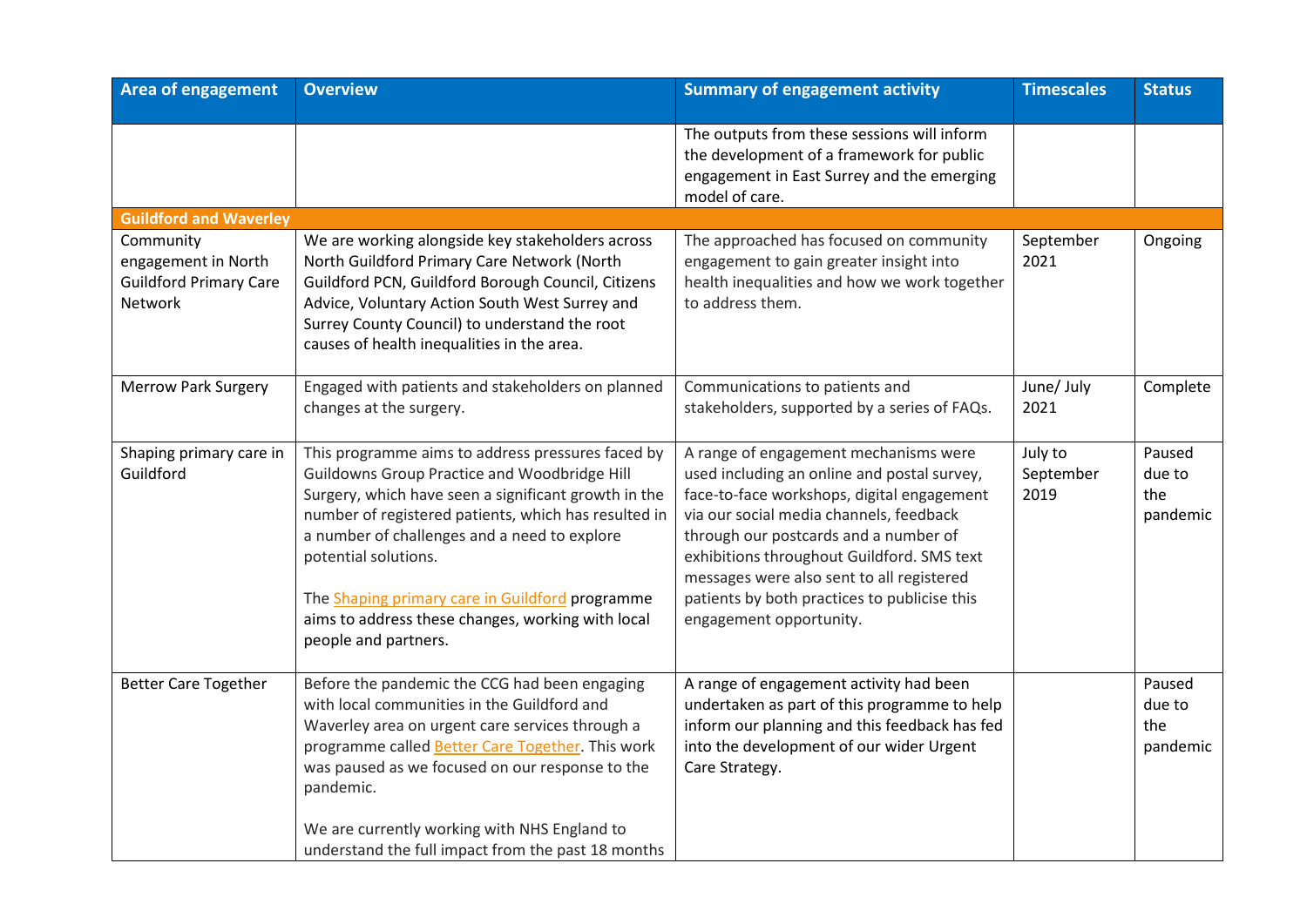| Area of engagement | Overview | Summary of engagement activity | Timescales | Status |
|---|---|---|---|---|
| | | The outputs from these sessions will inform the development of a framework for public engagement in East Surrey and the emerging model of care. | | |
| **Guildford and Waverley** | | | | |
| Community engagement in North Guildford Primary Care Network | We are working alongside key stakeholders across North Guildford Primary Care Network (North Guildford PCN, Guildford Borough Council, Citizens Advice, Voluntary Action South West Surrey and Surrey County Council) to understand the root causes of health inequalities in the area. | The approached has focused on community engagement to gain greater insight into health inequalities and how we work together to address them. | September 2021 | Ongoing |
| Merrow Park Surgery | Engaged with patients and stakeholders on planned changes at the surgery. | Communications to patients and stakeholders, supported by a series of FAQs. | June/ July 2021 | Complete |
| Shaping primary care in Guildford | This programme aims to address pressures faced by Guildowns Group Practice and Woodbridge Hill Surgery, which have seen a significant growth in the number of registered patients, which has resulted in a number of challenges and a need to explore potential solutions.<br><br>The Shaping primary care in Guildford programme aims to address these changes, working with local people and partners. | A range of engagement mechanisms were used including an online and postal survey, face-to-face workshops, digital engagement via our social media channels, feedback through our postcards and a number of exhibitions throughout Guildford. SMS text messages were also sent to all registered patients by both practices to publicise this engagement opportunity. | July to September 2019 | Paused due to the pandemic |
| Better Care Together | Before the pandemic the CCG had been engaging with local communities in the Guildford and Waverley area on urgent care services through a programme called Better Care Together. This work was paused as we focused on our response to the pandemic.<br><br>We are currently working with NHS England to understand the full impact from the past 18 months | A range of engagement activity had been undertaken as part of this programme to help inform our planning and this feedback has fed into the development of our wider Urgent Care Strategy. | | Paused due to the pandemic |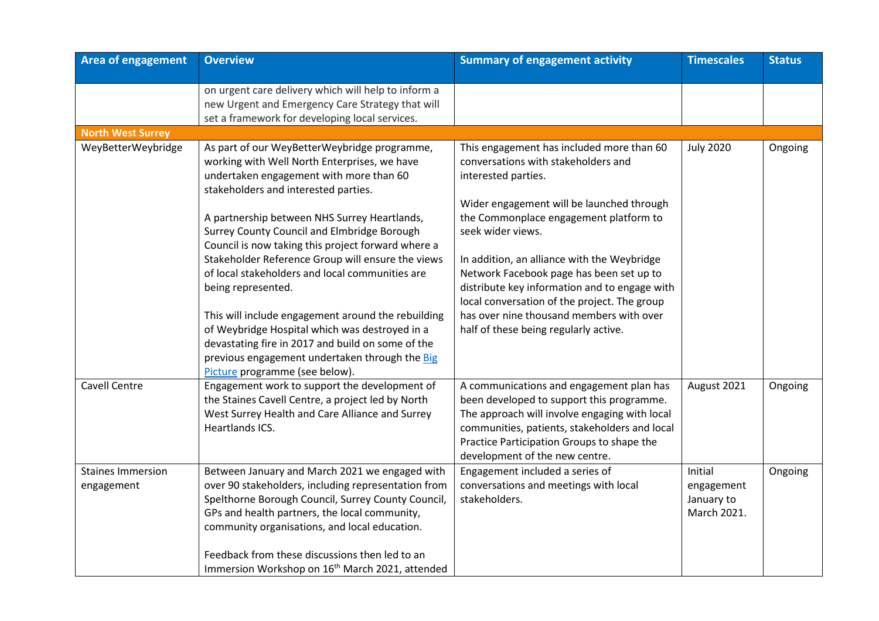| Area of engagement | Overview | Summary of engagement activity | Timescales | Status |
|---|---|---|---|---|
| | on urgent care delivery which will help to inform a new Urgent and Emergency Care Strategy that will set a framework for developing local services. | | | |
| **North West Surrey** | | | | |
| WeyBetterWeybridge | As part of our WeyBetterWeybridge programme, working with Well North Enterprises, we have undertaken engagement with more than 60 stakeholders and interested parties.<br><br>A partnership between NHS Surrey Heartlands, Surrey County Council and Elmbridge Borough Council is now taking this project forward where a Stakeholder Reference Group will ensure the views of local stakeholders and local communities are being represented.<br><br>This will include engagement around the rebuilding of Weybridge Hospital which was destroyed in a devastating fire in 2017 and build on some of the previous engagement undertaken through the Big Picture programme (see below). | This engagement has included more than 60 conversations with stakeholders and interested parties.<br><br>Wider engagement will be launched through the Commonplace engagement platform to seek wider views.<br><br>In addition, an alliance with the Weybridge Network Facebook page has been set up to distribute key information and to engage with local conversation of the project. The group has over nine thousand members with over half of these being regularly active. | July 2020 | Ongoing |
| Cavell Centre | Engagement work to support the development of the Staines Cavell Centre, a project led by North West Surrey Health and Care Alliance and Surrey Heartlands ICS. | A communications and engagement plan has been developed to support this programme. The approach will involve engaging with local communities, patients, stakeholders and local Practice Participation Groups to shape the development of the new centre. | August 2021 | Ongoing |
| Staines Immersion engagement | Between January and March 2021 we engaged with over 90 stakeholders, including representation from Spelthorne Borough Council, Surrey County Council, GPs and health partners, the local community, community organisations, and local education.<br><br>Feedback from these discussions then led to an Immersion Workshop on 16th March 2021, attended | Engagement included a series of conversations and meetings with local stakeholders. | Initial engagement January to March 2021. | Ongoing |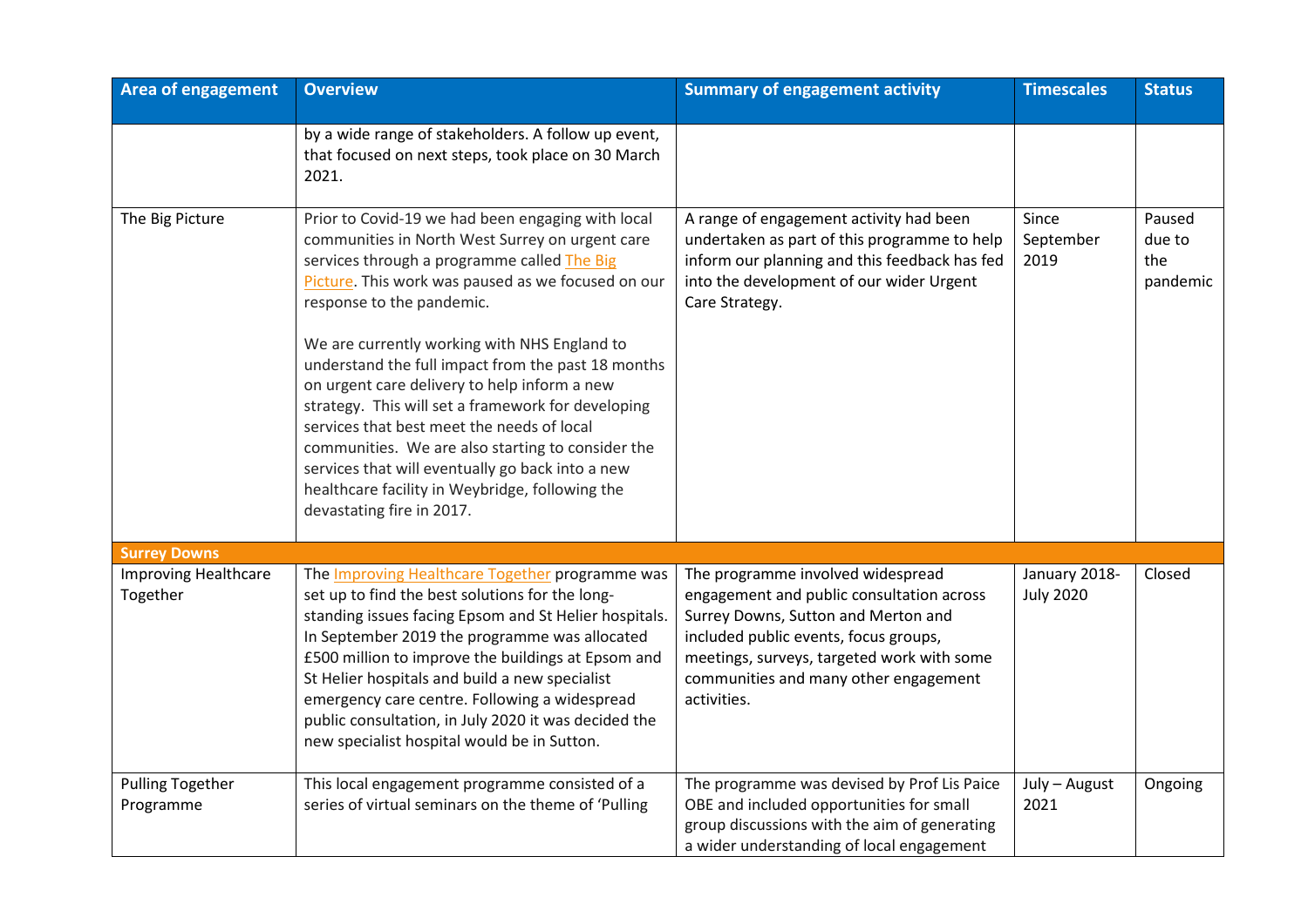| Area of engagement | Overview | Summary of engagement activity | Timescales | Status |
|---|---|---|---|---|
| | by a wide range of stakeholders. A follow up event, that focused on next steps, took place on 30 March 2021. | | | |
| The Big Picture | Prior to Covid-19 we had been engaging with local communities in North West Surrey on urgent care services through a programme called The Big Picture. This work was paused as we focused on our response to the pandemic.<br><br>We are currently working with NHS England to understand the full impact from the past 18 months on urgent care delivery to help inform a new strategy. This will set a framework for developing services that best meet the needs of local communities. We are also starting to consider the services that will eventually go back into a new healthcare facility in Weybridge, following the devastating fire in 2017. | A range of engagement activity had been undertaken as part of this programme to help inform our planning and this feedback has fed into the development of our wider Urgent Care Strategy. | Since September 2019 | Paused due to the pandemic |
| **Surrey Downs** | | | | |
| Improving Healthcare Together | The Improving Healthcare Together programme was set up to find the best solutions for the long-standing issues facing Epsom and St Helier hospitals. In September 2019 the programme was allocated £500 million to improve the buildings at Epsom and St Helier hospitals and build a new specialist emergency care centre. Following a widespread public consultation, in July 2020 it was decided the new specialist hospital would be in Sutton. | The programme involved widespread engagement and public consultation across Surrey Downs, Sutton and Merton and included public events, focus groups, meetings, surveys, targeted work with some communities and many other engagement activities. | January 2018-July 2020 | Closed |
| Pulling Together Programme | This local engagement programme consisted of a series of virtual seminars on the theme of 'Pulling | The programme was devised by Prof Lis Paice OBE and included opportunities for small group discussions with the aim of generating a wider understanding of local engagement | July – August 2021 | Ongoing |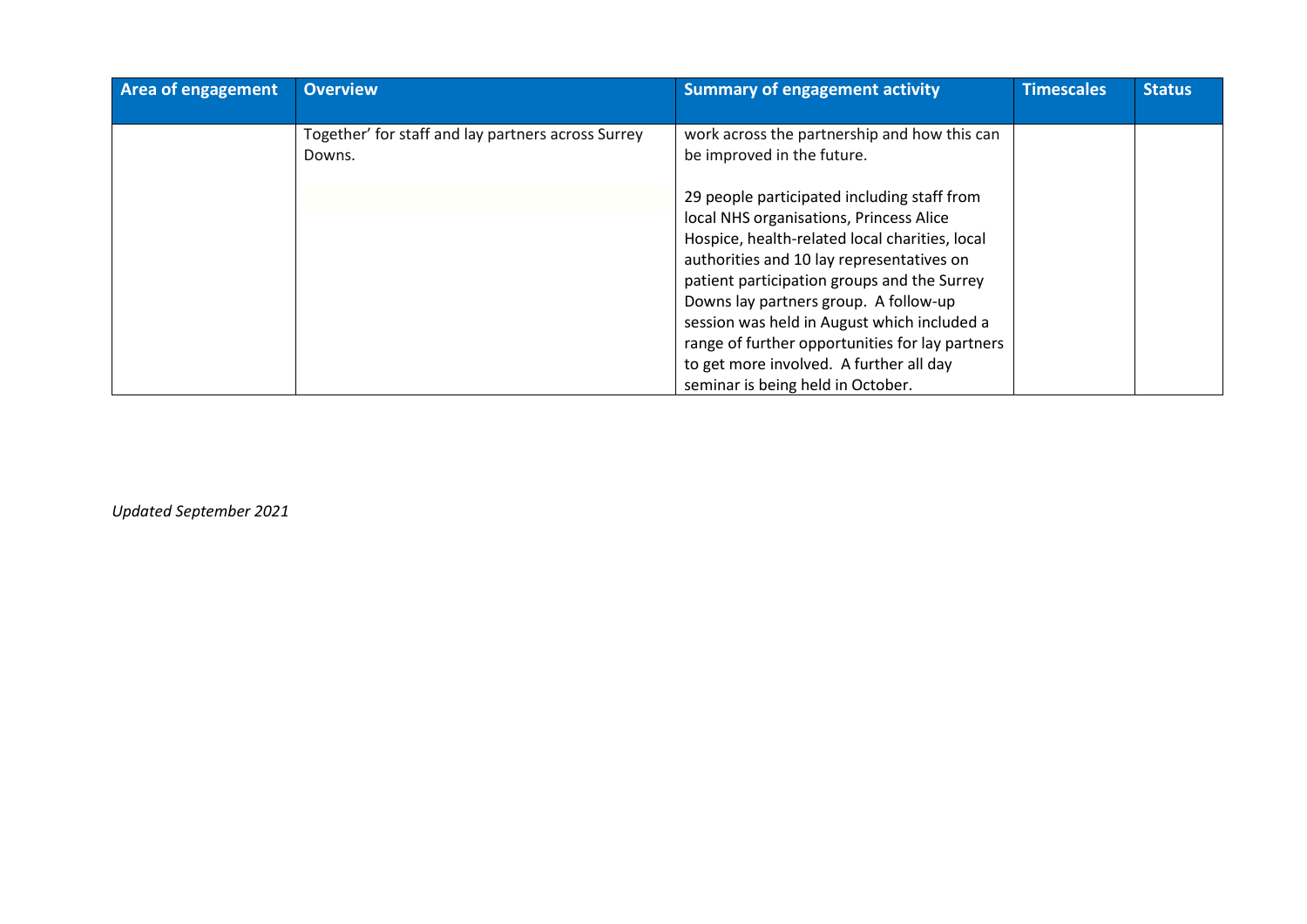| Area of engagement | Overview | Summary of engagement activity | Timescales | Status |
|---|---|---|---|---|
| | Together' for staff and lay partners across Surrey Downs. | work across the partnership and how this can be improved in the future.<br><br>29 people participated including staff from local NHS organisations, Princess Alice Hospice, health-related local charities, local authorities and 10 lay representatives on patient participation groups and the Surrey Downs lay partners group. A follow-up session was held in August which included a range of further opportunities for lay partners to get more involved. A further all day seminar is being held in October. | | |

*Updated September 2021*